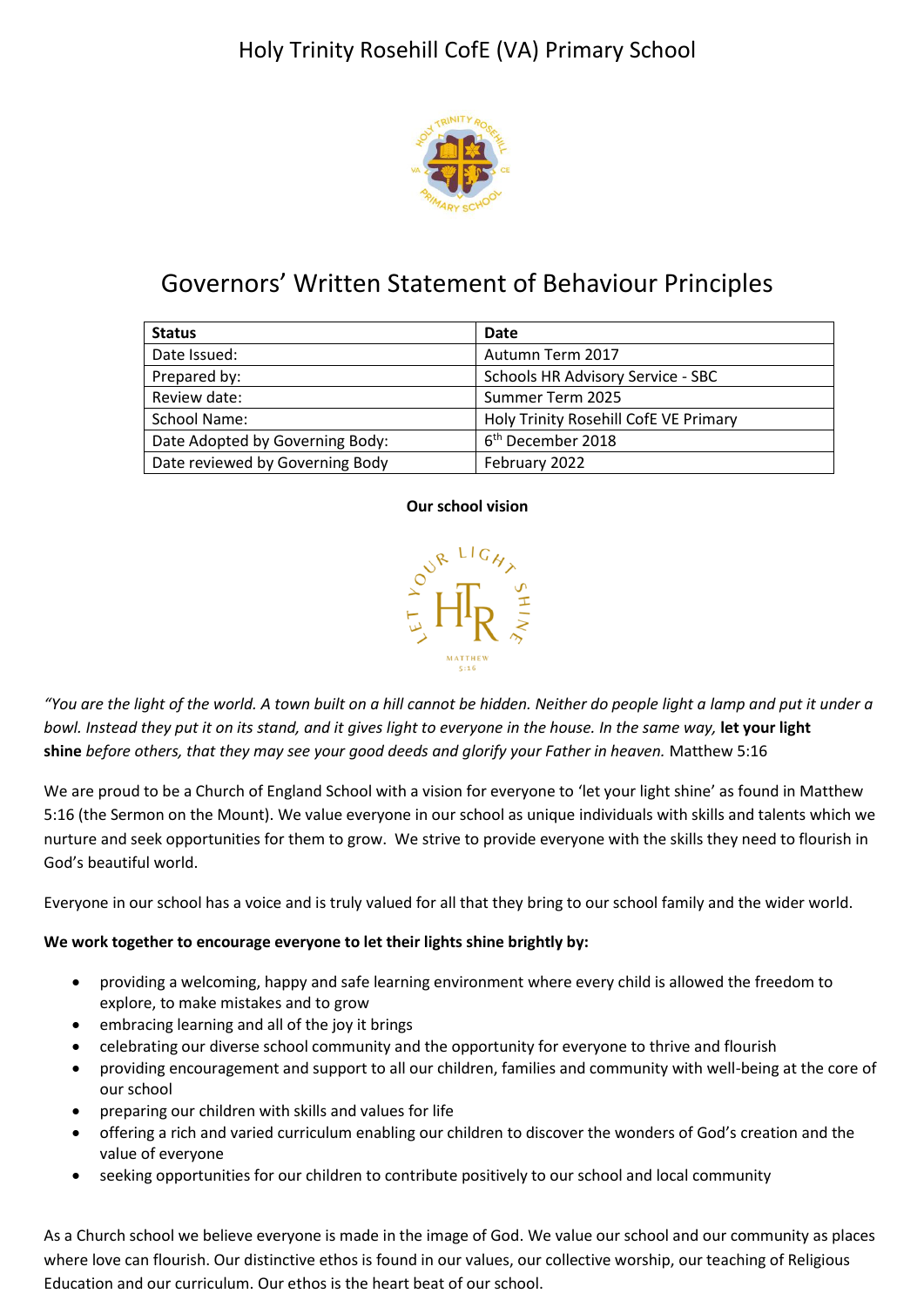# Holy Trinity Rosehill CofE (VA) Primary School

## Governors' Written Statement of Behaviour Principles

| Status | Date |
|---|---|
| Date Issued: | Autumn Term 2017 |
| Prepared by: | Schools HR Advisory Service - SBC |
| Review date: | Summer Term 2025 |
| School Name: | Holy Trinity Rosehill CofE VE Primary |
| Date Adopted by Governing Body: | 6th December 2018 |
| Date reviewed by Governing Body | February 2022 |

**Our school vision**

*"You are the light of the world. A town built on a hill cannot be hidden. Neither do people light a lamp and put it under a bowl. Instead they put it on its stand, and it gives light to everyone in the house. In the same way,* ***let your light shine*** *before others, that they may see your good deeds and glorify your Father in heaven.* Matthew 5:16

We are proud to be a Church of England School with a vision for everyone to 'let your light shine' as found in Matthew 5:16 (the Sermon on the Mount). We value everyone in our school as unique individuals with skills and talents which we nurture and seek opportunities for them to grow. We strive to provide everyone with the skills they need to flourish in God's beautiful world.

Everyone in our school has a voice and is truly valued for all that they bring to our school family and the wider world.

**We work together to encourage everyone to let their lights shine brightly by:**

- providing a welcoming, happy and safe learning environment where every child is allowed the freedom to explore, to make mistakes and to grow
- embracing learning and all of the joy it brings
- celebrating our diverse school community and the opportunity for everyone to thrive and flourish
- providing encouragement and support to all our children, families and community with well-being at the core of our school
- preparing our children with skills and values for life
- offering a rich and varied curriculum enabling our children to discover the wonders of God's creation and the value of everyone
- seeking opportunities for our children to contribute positively to our school and local community

As a Church school we believe everyone is made in the image of God. We value our school and our community as places where love can flourish. Our distinctive ethos is found in our values, our collective worship, our teaching of Religious Education and our curriculum. Our ethos is the heart beat of our school.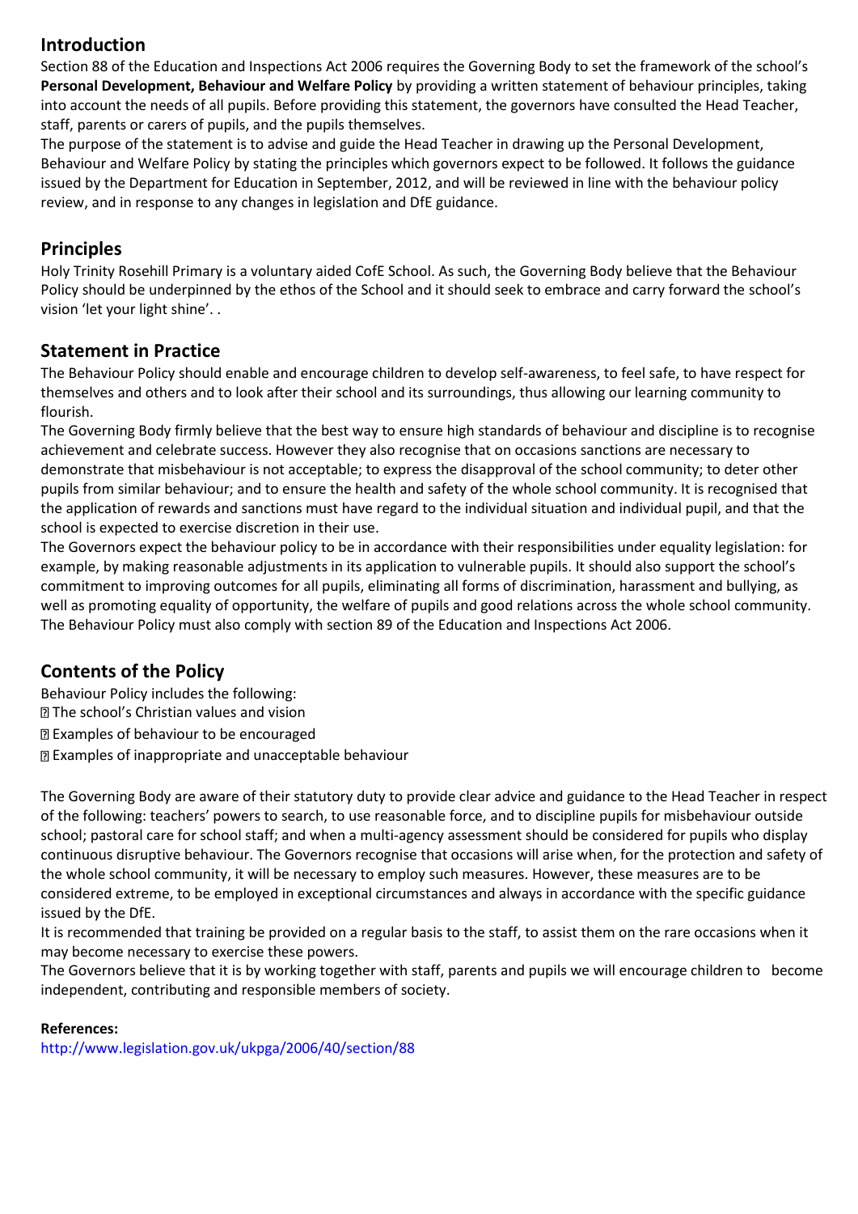## Introduction

Section 88 of the Education and Inspections Act 2006 requires the Governing Body to set the framework of the school's **Personal Development, Behaviour and Welfare Policy** by providing a written statement of behaviour principles, taking into account the needs of all pupils. Before providing this statement, the governors have consulted the Head Teacher, staff, parents or carers of pupils, and the pupils themselves.

The purpose of the statement is to advise and guide the Head Teacher in drawing up the Personal Development, Behaviour and Welfare Policy by stating the principles which governors expect to be followed. It follows the guidance issued by the Department for Education in September, 2012, and will be reviewed in line with the behaviour policy review, and in response to any changes in legislation and DfE guidance.

## Principles

Holy Trinity Rosehill Primary is a voluntary aided CofE School. As such, the Governing Body believe that the Behaviour Policy should be underpinned by the ethos of the School and it should seek to embrace and carry forward the school's vision 'let your light shine'. .

## Statement in Practice

The Behaviour Policy should enable and encourage children to develop self-awareness, to feel safe, to have respect for themselves and others and to look after their school and its surroundings, thus allowing our learning community to flourish.

The Governing Body firmly believe that the best way to ensure high standards of behaviour and discipline is to recognise achievement and celebrate success. However they also recognise that on occasions sanctions are necessary to demonstrate that misbehaviour is not acceptable; to express the disapproval of the school community; to deter other pupils from similar behaviour; and to ensure the health and safety of the whole school community. It is recognised that the application of rewards and sanctions must have regard to the individual situation and individual pupil, and that the school is expected to exercise discretion in their use.

The Governors expect the behaviour policy to be in accordance with their responsibilities under equality legislation: for example, by making reasonable adjustments in its application to vulnerable pupils. It should also support the school's commitment to improving outcomes for all pupils, eliminating all forms of discrimination, harassment and bullying, as well as promoting equality of opportunity, the welfare of pupils and good relations across the whole school community. The Behaviour Policy must also comply with section 89 of the Education and Inspections Act 2006.

## Contents of the Policy

Behaviour Policy includes the following:

- The school's Christian values and vision
- Examples of behaviour to be encouraged
- Examples of inappropriate and unacceptable behaviour

The Governing Body are aware of their statutory duty to provide clear advice and guidance to the Head Teacher in respect of the following: teachers' powers to search, to use reasonable force, and to discipline pupils for misbehaviour outside school; pastoral care for school staff; and when a multi-agency assessment should be considered for pupils who display continuous disruptive behaviour. The Governors recognise that occasions will arise when, for the protection and safety of the whole school community, it will be necessary to employ such measures. However, these measures are to be considered extreme, to be employed in exceptional circumstances and always in accordance with the specific guidance issued by the DfE.

It is recommended that training be provided on a regular basis to the staff, to assist them on the rare occasions when it may become necessary to exercise these powers.

The Governors believe that it is by working together with staff, parents and pupils we will encourage children to become independent, contributing and responsible members of society.

**References:**

http://www.legislation.gov.uk/ukpga/2006/40/section/88